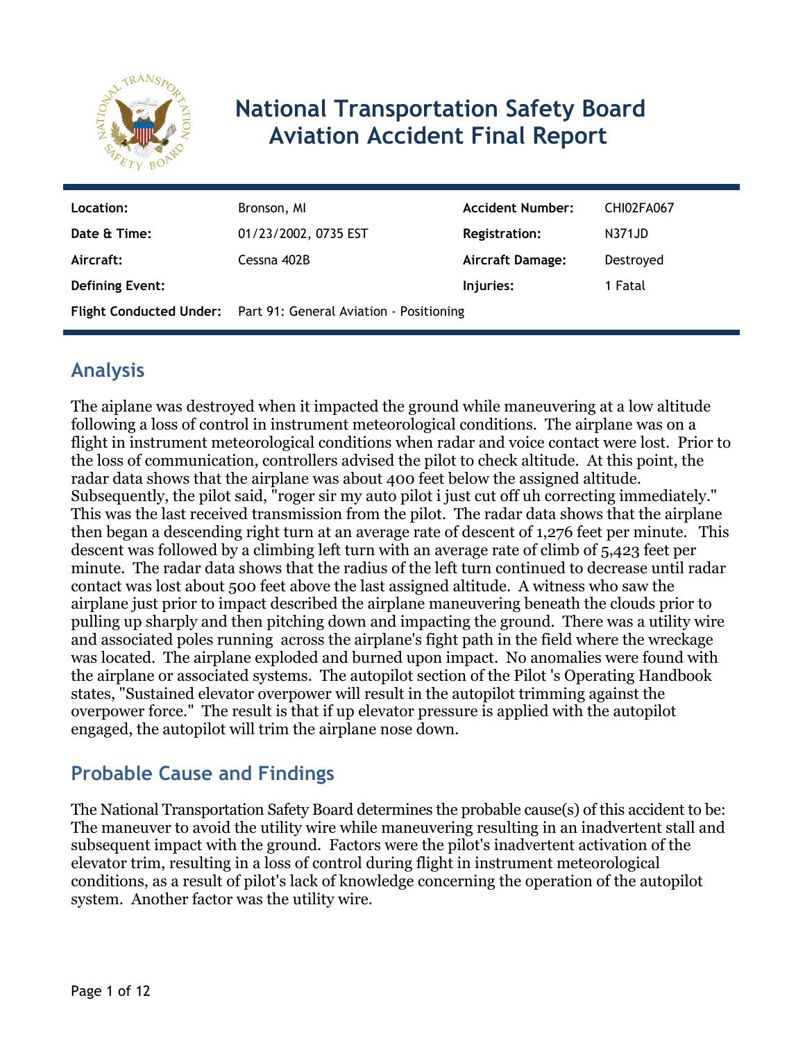# National Transportation Safety Board Aviation Accident Final Report

| | | | |
|---|---|---|---|
| **Location:** | Bronson, MI | **Accident Number:** | CHI02FA067 |
| **Date & Time:** | 01/23/2002, 0735 EST | **Registration:** | N371JD |
| **Aircraft:** | Cessna 402B | **Aircraft Damage:** | Destroyed |
| **Defining Event:** | | **Injuries:** | 1 Fatal |
| **Flight Conducted Under:** | Part 91: General Aviation - Positioning | | |

## Analysis

The aiplane was destroyed when it impacted the ground while maneuvering at a low altitude following a loss of control in instrument meteorological conditions. The airplane was on a flight in instrument meteorological conditions when radar and voice contact were lost. Prior to the loss of communication, controllers advised the pilot to check altitude. At this point, the radar data shows that the airplane was about 400 feet below the assigned altitude. Subsequently, the pilot said, "roger sir my auto pilot i just cut off uh correcting immediately." This was the last received transmission from the pilot. The radar data shows that the airplane then began a descending right turn at an average rate of descent of 1,276 feet per minute. This descent was followed by a climbing left turn with an average rate of climb of 5,423 feet per minute. The radar data shows that the radius of the left turn continued to decrease until radar contact was lost about 500 feet above the last assigned altitude. A witness who saw the airplane just prior to impact described the airplane maneuvering beneath the clouds prior to pulling up sharply and then pitching down and impacting the ground. There was a utility wire and associated poles running across the airplane's fight path in the field where the wreckage was located. The airplane exploded and burned upon impact. No anomalies were found with the airplane or associated systems. The autopilot section of the Pilot 's Operating Handbook states, "Sustained elevator overpower will result in the autopilot trimming against the overpower force." The result is that if up elevator pressure is applied with the autopilot engaged, the autopilot will trim the airplane nose down.

## Probable Cause and Findings

The National Transportation Safety Board determines the probable cause(s) of this accident to be:
The maneuver to avoid the utility wire while maneuvering resulting in an inadvertent stall and subsequent impact with the ground. Factors were the pilot's inadvertent activation of the elevator trim, resulting in a loss of control during flight in instrument meteorological conditions, as a result of pilot's lack of knowledge concerning the operation of the autopilot system. Another factor was the utility wire.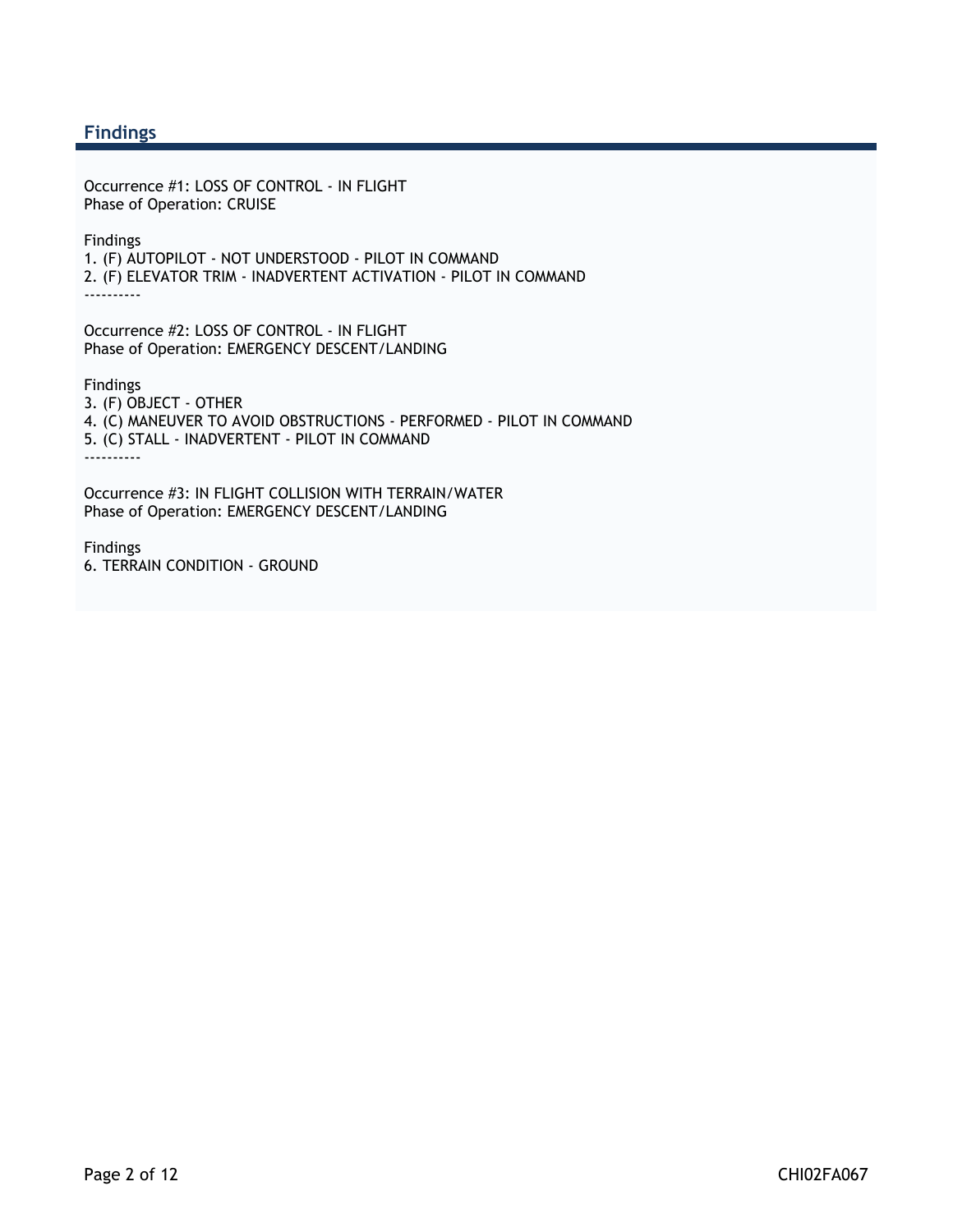## Findings

Occurrence #1: LOSS OF CONTROL - IN FLIGHT
Phase of Operation: CRUISE

Findings
1. (F) AUTOPILOT - NOT UNDERSTOOD - PILOT IN COMMAND
2. (F) ELEVATOR TRIM - INADVERTENT ACTIVATION - PILOT IN COMMAND

----------

Occurrence #2: LOSS OF CONTROL - IN FLIGHT
Phase of Operation: EMERGENCY DESCENT/LANDING

Findings
3. (F) OBJECT - OTHER
4. (C) MANEUVER TO AVOID OBSTRUCTIONS - PERFORMED - PILOT IN COMMAND
5. (C) STALL - INADVERTENT - PILOT IN COMMAND

----------

Occurrence #3: IN FLIGHT COLLISION WITH TERRAIN/WATER
Phase of Operation: EMERGENCY DESCENT/LANDING

Findings
6. TERRAIN CONDITION - GROUND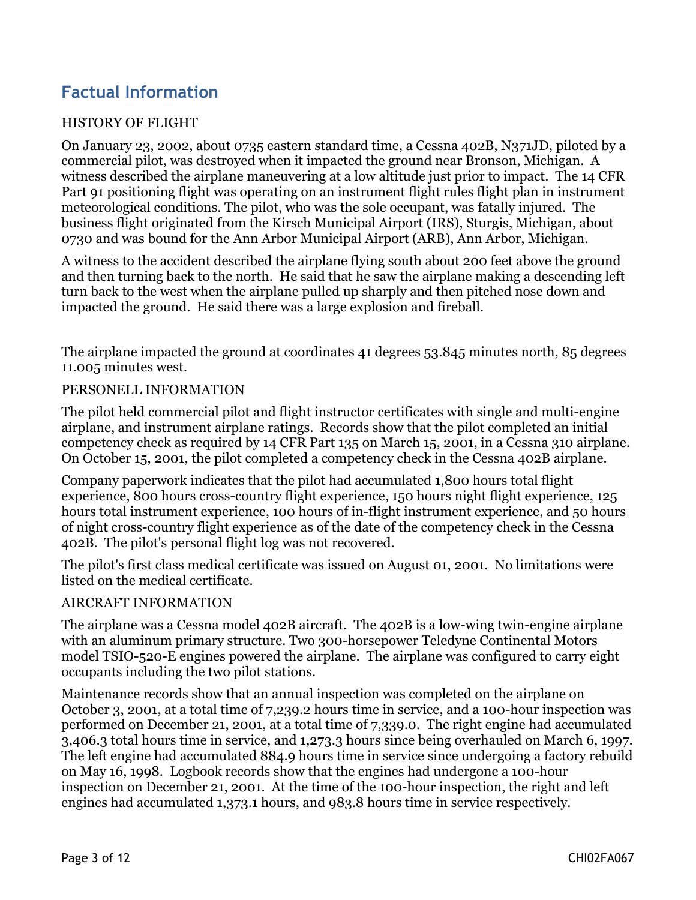## Factual Information

HISTORY OF FLIGHT

On January 23, 2002, about 0735 eastern standard time, a Cessna 402B, N371JD, piloted by a commercial pilot, was destroyed when it impacted the ground near Bronson, Michigan. A witness described the airplane maneuvering at a low altitude just prior to impact. The 14 CFR Part 91 positioning flight was operating on an instrument flight rules flight plan in instrument meteorological conditions. The pilot, who was the sole occupant, was fatally injured. The business flight originated from the Kirsch Municipal Airport (IRS), Sturgis, Michigan, about 0730 and was bound for the Ann Arbor Municipal Airport (ARB), Ann Arbor, Michigan.

A witness to the accident described the airplane flying south about 200 feet above the ground and then turning back to the north. He said that he saw the airplane making a descending left turn back to the west when the airplane pulled up sharply and then pitched nose down and impacted the ground. He said there was a large explosion and fireball.

The airplane impacted the ground at coordinates 41 degrees 53.845 minutes north, 85 degrees 11.005 minutes west.

PERSONELL INFORMATION

The pilot held commercial pilot and flight instructor certificates with single and multi-engine airplane, and instrument airplane ratings. Records show that the pilot completed an initial competency check as required by 14 CFR Part 135 on March 15, 2001, in a Cessna 310 airplane. On October 15, 2001, the pilot completed a competency check in the Cessna 402B airplane.

Company paperwork indicates that the pilot had accumulated 1,800 hours total flight experience, 800 hours cross-country flight experience, 150 hours night flight experience, 125 hours total instrument experience, 100 hours of in-flight instrument experience, and 50 hours of night cross-country flight experience as of the date of the competency check in the Cessna 402B. The pilot's personal flight log was not recovered.

The pilot's first class medical certificate was issued on August 01, 2001. No limitations were listed on the medical certificate.

AIRCRAFT INFORMATION

The airplane was a Cessna model 402B aircraft. The 402B is a low-wing twin-engine airplane with an aluminum primary structure. Two 300-horsepower Teledyne Continental Motors model TSIO-520-E engines powered the airplane. The airplane was configured to carry eight occupants including the two pilot stations.

Maintenance records show that an annual inspection was completed on the airplane on October 3, 2001, at a total time of 7,239.2 hours time in service, and a 100-hour inspection was performed on December 21, 2001, at a total time of 7,339.0. The right engine had accumulated 3,406.3 total hours time in service, and 1,273.3 hours since being overhauled on March 6, 1997. The left engine had accumulated 884.9 hours time in service since undergoing a factory rebuild on May 16, 1998. Logbook records show that the engines had undergone a 100-hour inspection on December 21, 2001. At the time of the 100-hour inspection, the right and left engines had accumulated 1,373.1 hours, and 983.8 hours time in service respectively.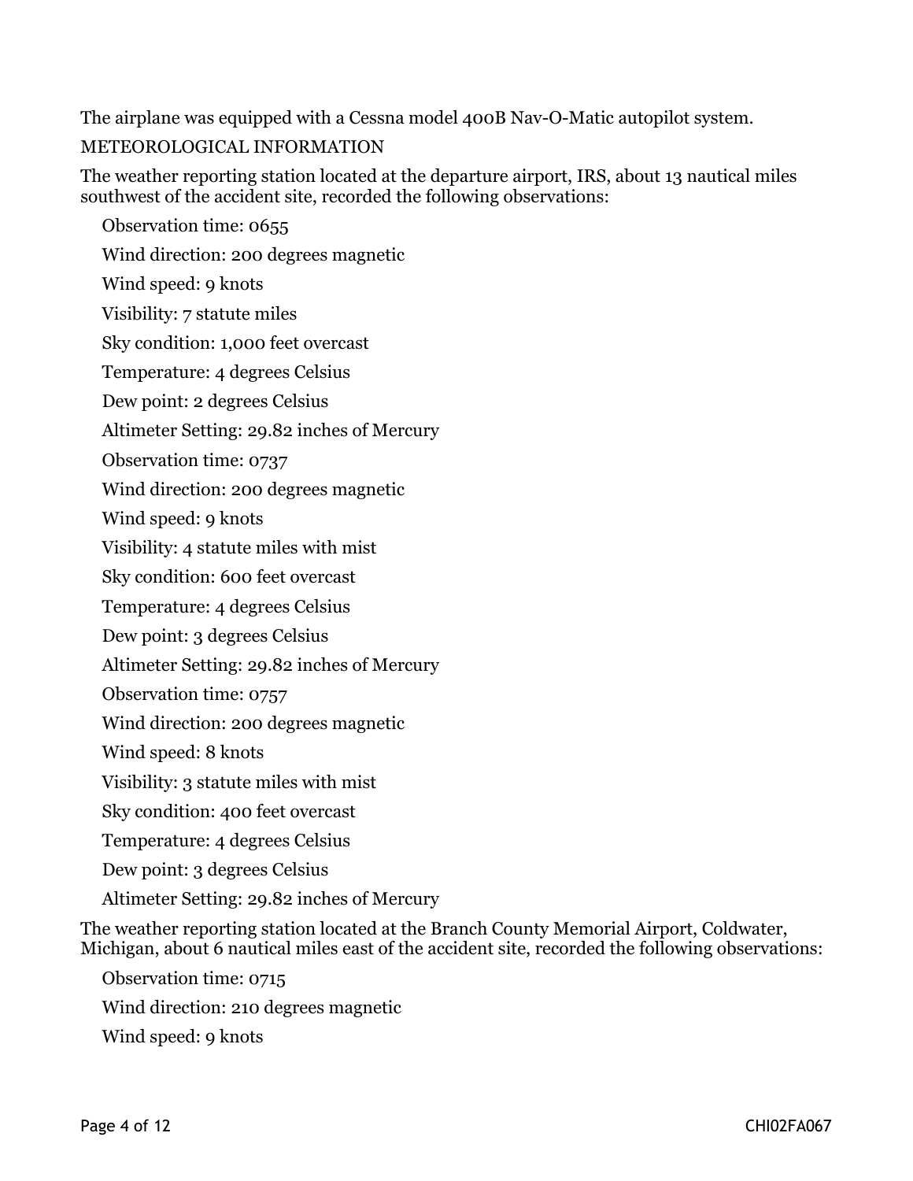The airplane was equipped with a Cessna model 400B Nav-O-Matic autopilot system.

METEOROLOGICAL INFORMATION

The weather reporting station located at the departure airport, IRS, about 13 nautical miles southwest of the accident site, recorded the following observations:

Observation time: 0655

Wind direction: 200 degrees magnetic

Wind speed: 9 knots

Visibility: 7 statute miles

Sky condition: 1,000 feet overcast

Temperature: 4 degrees Celsius

Dew point: 2 degrees Celsius

Altimeter Setting: 29.82 inches of Mercury

Observation time: 0737

Wind direction: 200 degrees magnetic

Wind speed: 9 knots

Visibility: 4 statute miles with mist

Sky condition: 600 feet overcast

Temperature: 4 degrees Celsius

Dew point: 3 degrees Celsius

Altimeter Setting: 29.82 inches of Mercury

Observation time: 0757

Wind direction: 200 degrees magnetic

Wind speed: 8 knots

Visibility: 3 statute miles with mist

Sky condition: 400 feet overcast

Temperature: 4 degrees Celsius

Dew point: 3 degrees Celsius

Altimeter Setting: 29.82 inches of Mercury

The weather reporting station located at the Branch County Memorial Airport, Coldwater, Michigan, about 6 nautical miles east of the accident site, recorded the following observations:

Observation time: 0715

Wind direction: 210 degrees magnetic

Wind speed: 9 knots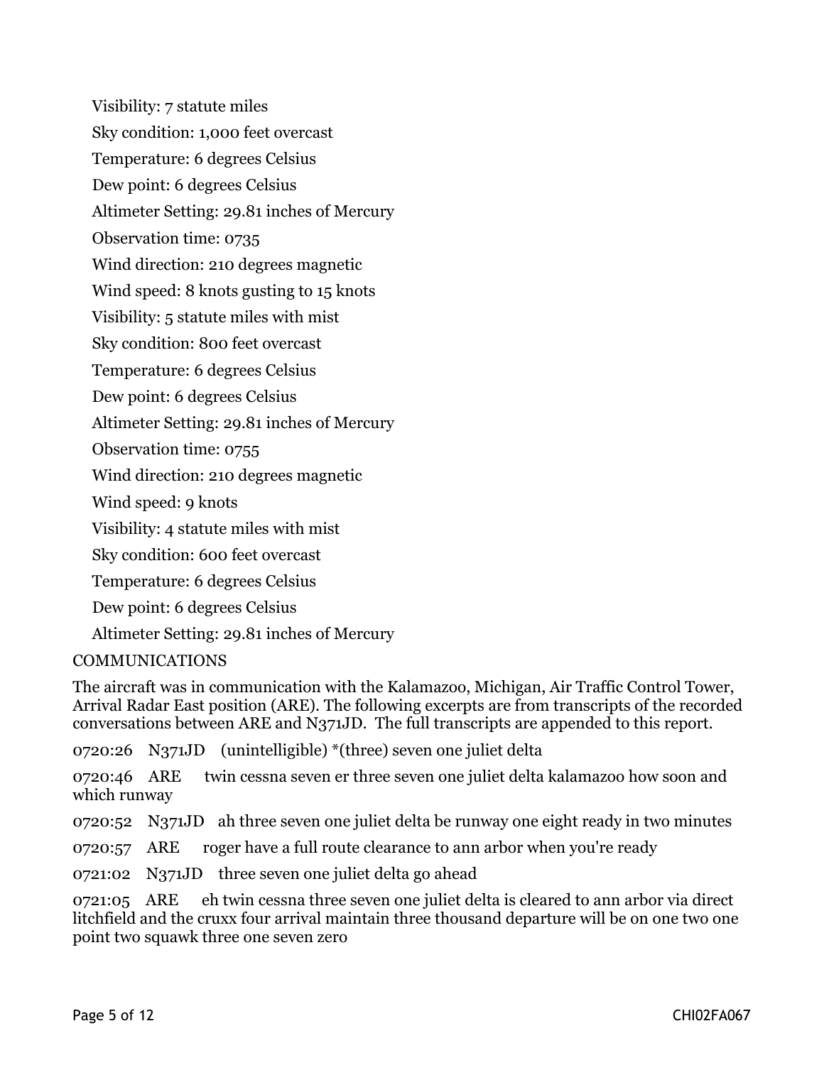Visibility: 7 statute miles

Sky condition: 1,000 feet overcast

Temperature: 6 degrees Celsius

Dew point: 6 degrees Celsius

Altimeter Setting: 29.81 inches of Mercury

Observation time: 0735

Wind direction: 210 degrees magnetic

Wind speed: 8 knots gusting to 15 knots

Visibility: 5 statute miles with mist

Sky condition: 800 feet overcast

Temperature: 6 degrees Celsius

Dew point: 6 degrees Celsius

Altimeter Setting: 29.81 inches of Mercury

Observation time: 0755

Wind direction: 210 degrees magnetic

Wind speed: 9 knots

Visibility: 4 statute miles with mist

Sky condition: 600 feet overcast

Temperature: 6 degrees Celsius

Dew point: 6 degrees Celsius

Altimeter Setting: 29.81 inches of Mercury

COMMUNICATIONS

The aircraft was in communication with the Kalamazoo, Michigan, Air Traffic Control Tower, Arrival Radar East position (ARE). The following excerpts are from transcripts of the recorded conversations between ARE and N371JD. The full transcripts are appended to this report.

0720:26 N371JD (unintelligible) *(three) seven one juliet delta

0720:46 ARE twin cessna seven er three seven one juliet delta kalamazoo how soon and which runway

0720:52 N371JD ah three seven one juliet delta be runway one eight ready in two minutes

0720:57 ARE roger have a full route clearance to ann arbor when you're ready

0721:02 N371JD three seven one juliet delta go ahead

0721:05 ARE eh twin cessna three seven one juliet delta is cleared to ann arbor via direct litchfield and the cruxx four arrival maintain three thousand departure will be on one two one point two squawk three one seven zero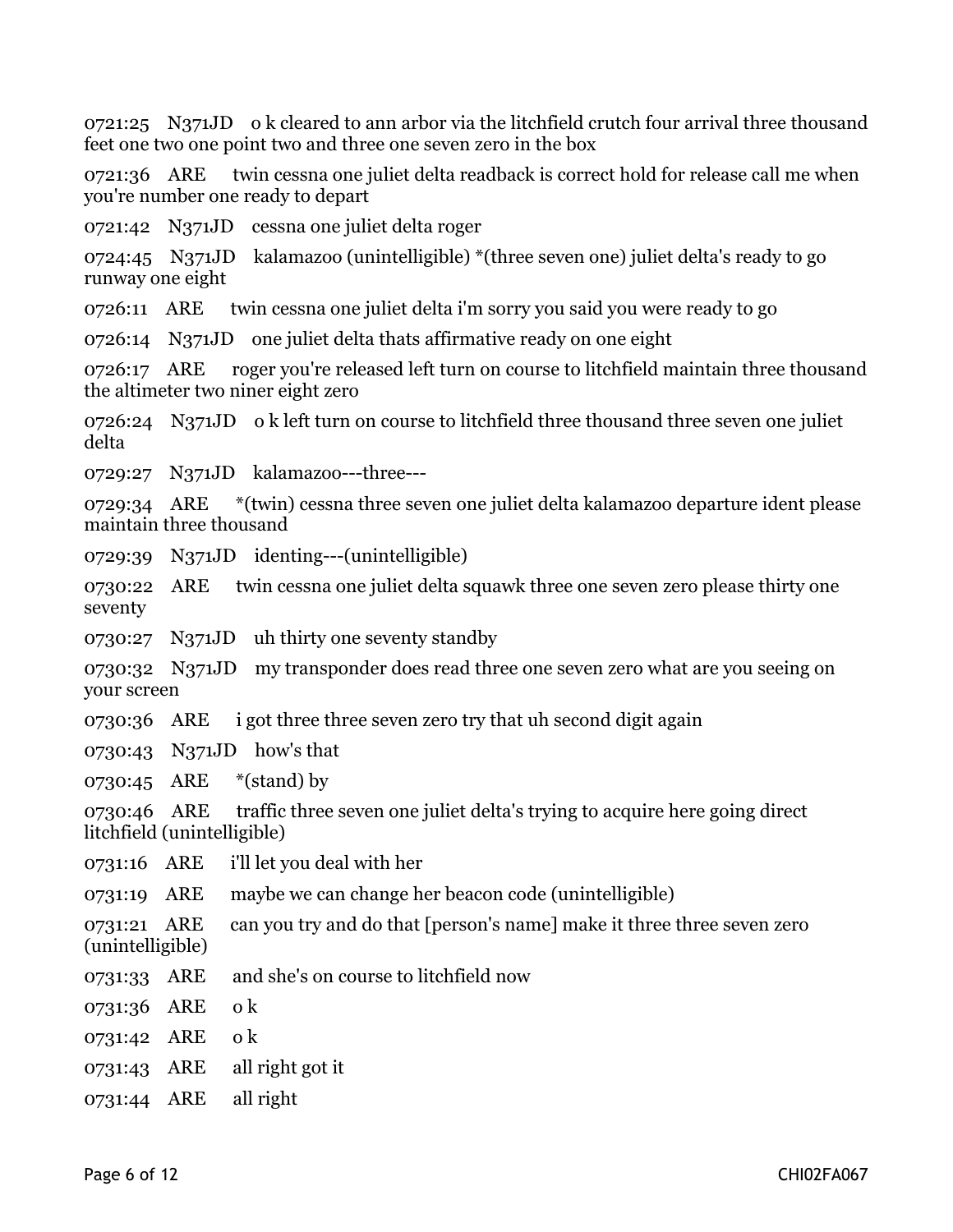0721:25 N371JD o k cleared to ann arbor via the litchfield crutch four arrival three thousand feet one two one point two and three one seven zero in the box

0721:36 ARE twin cessna one juliet delta readback is correct hold for release call me when you're number one ready to depart

0721:42 N371JD cessna one juliet delta roger

0724:45 N371JD kalamazoo (unintelligible) *(three seven one) juliet delta's ready to go runway one eight

0726:11 ARE twin cessna one juliet delta i'm sorry you said you were ready to go

0726:14 N371JD one juliet delta thats affirmative ready on one eight

0726:17 ARE roger you're released left turn on course to litchfield maintain three thousand the altimeter two niner eight zero

0726:24 N371JD o k left turn on course to litchfield three thousand three seven one juliet delta

0729:27 N371JD kalamazoo---three---

0729:34 ARE *(twin) cessna three seven one juliet delta kalamazoo departure ident please maintain three thousand

0729:39 N371JD identing---(unintelligible)

0730:22 ARE twin cessna one juliet delta squawk three one seven zero please thirty one seventy

0730:27 N371JD uh thirty one seventy standby

0730:32 N371JD my transponder does read three one seven zero what are you seeing on your screen

0730:36 ARE i got three three seven zero try that uh second digit again

0730:43 N371JD how's that

0730:45 ARE *(stand) by

0730:46 ARE traffic three seven one juliet delta's trying to acquire here going direct litchfield (unintelligible)

0731:16 ARE i'll let you deal with her

0731:19 ARE maybe we can change her beacon code (unintelligible)

0731:21 ARE can you try and do that [person's name] make it three three seven zero (unintelligible)

0731:33 ARE and she's on course to litchfield now

0731:36 ARE o k

0731:42 ARE o k

0731:43 ARE all right got it

0731:44 ARE all right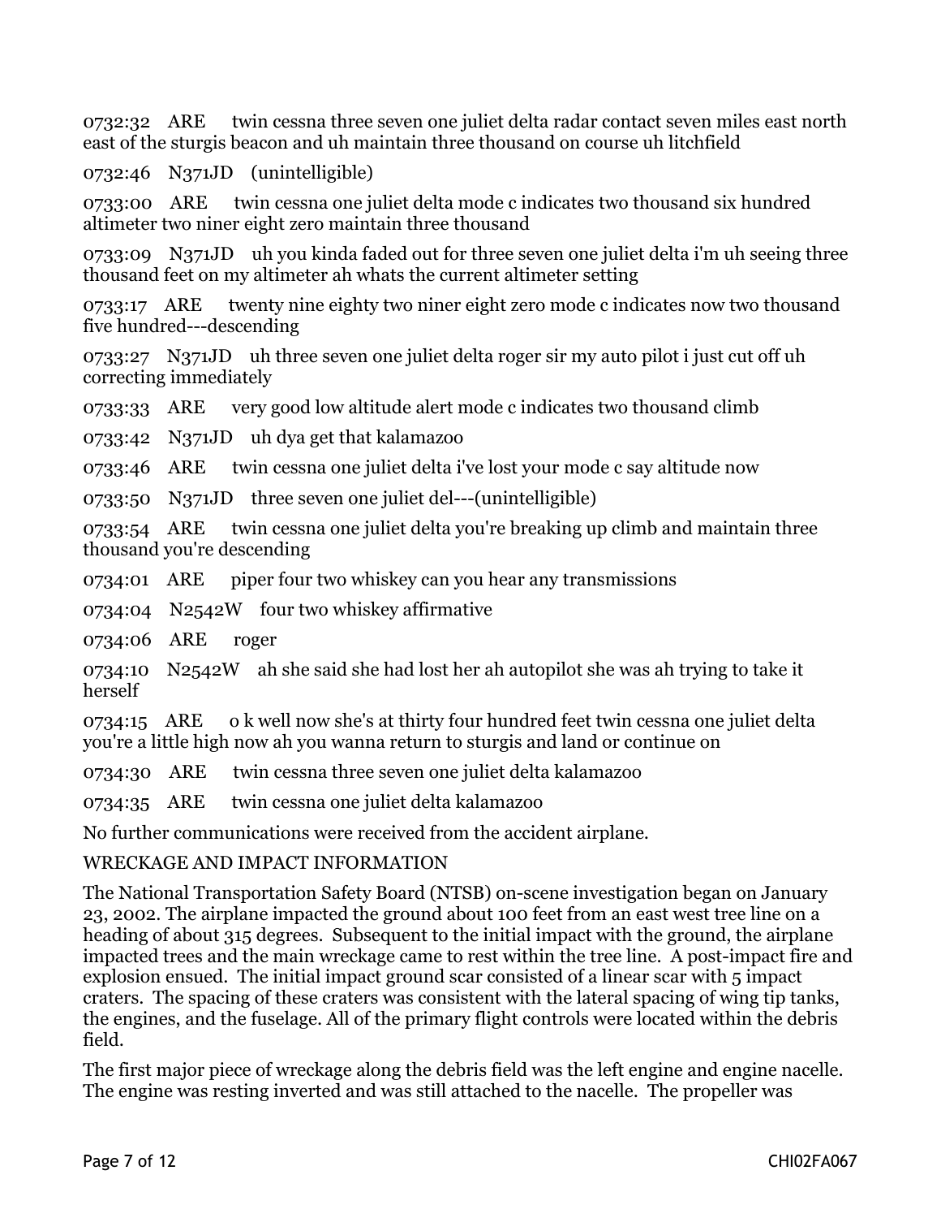0732:32 ARE twin cessna three seven one juliet delta radar contact seven miles east north east of the sturgis beacon and uh maintain three thousand on course uh litchfield

0732:46 N371JD (unintelligible)

0733:00 ARE twin cessna one juliet delta mode c indicates two thousand six hundred altimeter two niner eight zero maintain three thousand

0733:09 N371JD uh you kinda faded out for three seven one juliet delta i'm uh seeing three thousand feet on my altimeter ah whats the current altimeter setting

0733:17 ARE twenty nine eighty two niner eight zero mode c indicates now two thousand five hundred---descending

0733:27 N371JD uh three seven one juliet delta roger sir my auto pilot i just cut off uh correcting immediately

0733:33 ARE very good low altitude alert mode c indicates two thousand climb

0733:42 N371JD uh dya get that kalamazoo

0733:46 ARE twin cessna one juliet delta i've lost your mode c say altitude now

0733:50 N371JD three seven one juliet del---(unintelligible)

0733:54 ARE twin cessna one juliet delta you're breaking up climb and maintain three thousand you're descending

0734:01 ARE piper four two whiskey can you hear any transmissions

0734:04 N2542W four two whiskey affirmative

0734:06 ARE roger

0734:10 N2542W ah she said she had lost her ah autopilot she was ah trying to take it herself

0734:15 ARE o k well now she's at thirty four hundred feet twin cessna one juliet delta you're a little high now ah you wanna return to sturgis and land or continue on

0734:30 ARE twin cessna three seven one juliet delta kalamazoo

0734:35 ARE twin cessna one juliet delta kalamazoo

No further communications were received from the accident airplane.

WRECKAGE AND IMPACT INFORMATION

The National Transportation Safety Board (NTSB) on-scene investigation began on January 23, 2002. The airplane impacted the ground about 100 feet from an east west tree line on a heading of about 315 degrees. Subsequent to the initial impact with the ground, the airplane impacted trees and the main wreckage came to rest within the tree line. A post-impact fire and explosion ensued. The initial impact ground scar consisted of a linear scar with 5 impact craters. The spacing of these craters was consistent with the lateral spacing of wing tip tanks, the engines, and the fuselage. All of the primary flight controls were located within the debris field.

The first major piece of wreckage along the debris field was the left engine and engine nacelle. The engine was resting inverted and was still attached to the nacelle. The propeller was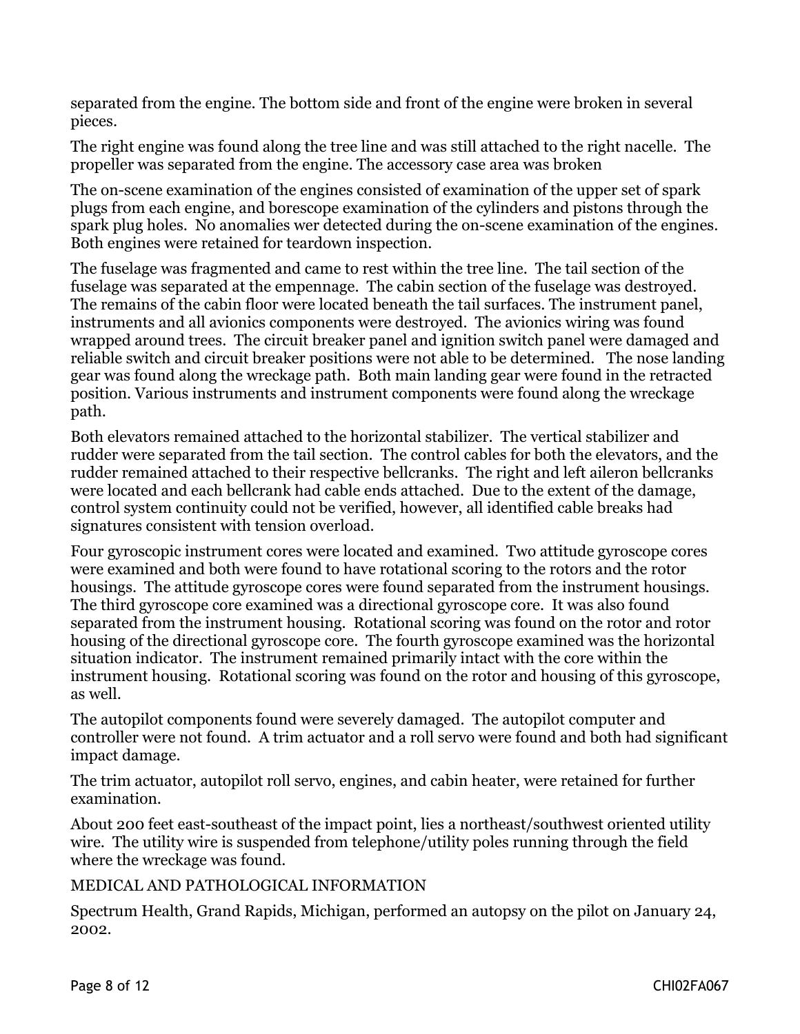separated from the engine. The bottom side and front of the engine were broken in several pieces.

The right engine was found along the tree line and was still attached to the right nacelle. The propeller was separated from the engine. The accessory case area was broken

The on-scene examination of the engines consisted of examination of the upper set of spark plugs from each engine, and borescope examination of the cylinders and pistons through the spark plug holes. No anomalies wer detected during the on-scene examination of the engines. Both engines were retained for teardown inspection.

The fuselage was fragmented and came to rest within the tree line. The tail section of the fuselage was separated at the empennage. The cabin section of the fuselage was destroyed. The remains of the cabin floor were located beneath the tail surfaces. The instrument panel, instruments and all avionics components were destroyed. The avionics wiring was found wrapped around trees. The circuit breaker panel and ignition switch panel were damaged and reliable switch and circuit breaker positions were not able to be determined. The nose landing gear was found along the wreckage path. Both main landing gear were found in the retracted position. Various instruments and instrument components were found along the wreckage path.

Both elevators remained attached to the horizontal stabilizer. The vertical stabilizer and rudder were separated from the tail section. The control cables for both the elevators, and the rudder remained attached to their respective bellcranks. The right and left aileron bellcranks were located and each bellcrank had cable ends attached. Due to the extent of the damage, control system continuity could not be verified, however, all identified cable breaks had signatures consistent with tension overload.

Four gyroscopic instrument cores were located and examined. Two attitude gyroscope cores were examined and both were found to have rotational scoring to the rotors and the rotor housings. The attitude gyroscope cores were found separated from the instrument housings. The third gyroscope core examined was a directional gyroscope core. It was also found separated from the instrument housing. Rotational scoring was found on the rotor and rotor housing of the directional gyroscope core. The fourth gyroscope examined was the horizontal situation indicator. The instrument remained primarily intact with the core within the instrument housing. Rotational scoring was found on the rotor and housing of this gyroscope, as well.

The autopilot components found were severely damaged. The autopilot computer and controller were not found. A trim actuator and a roll servo were found and both had significant impact damage.

The trim actuator, autopilot roll servo, engines, and cabin heater, were retained for further examination.

About 200 feet east-southeast of the impact point, lies a northeast/southwest oriented utility wire. The utility wire is suspended from telephone/utility poles running through the field where the wreckage was found.

MEDICAL AND PATHOLOGICAL INFORMATION

Spectrum Health, Grand Rapids, Michigan, performed an autopsy on the pilot on January 24, 2002.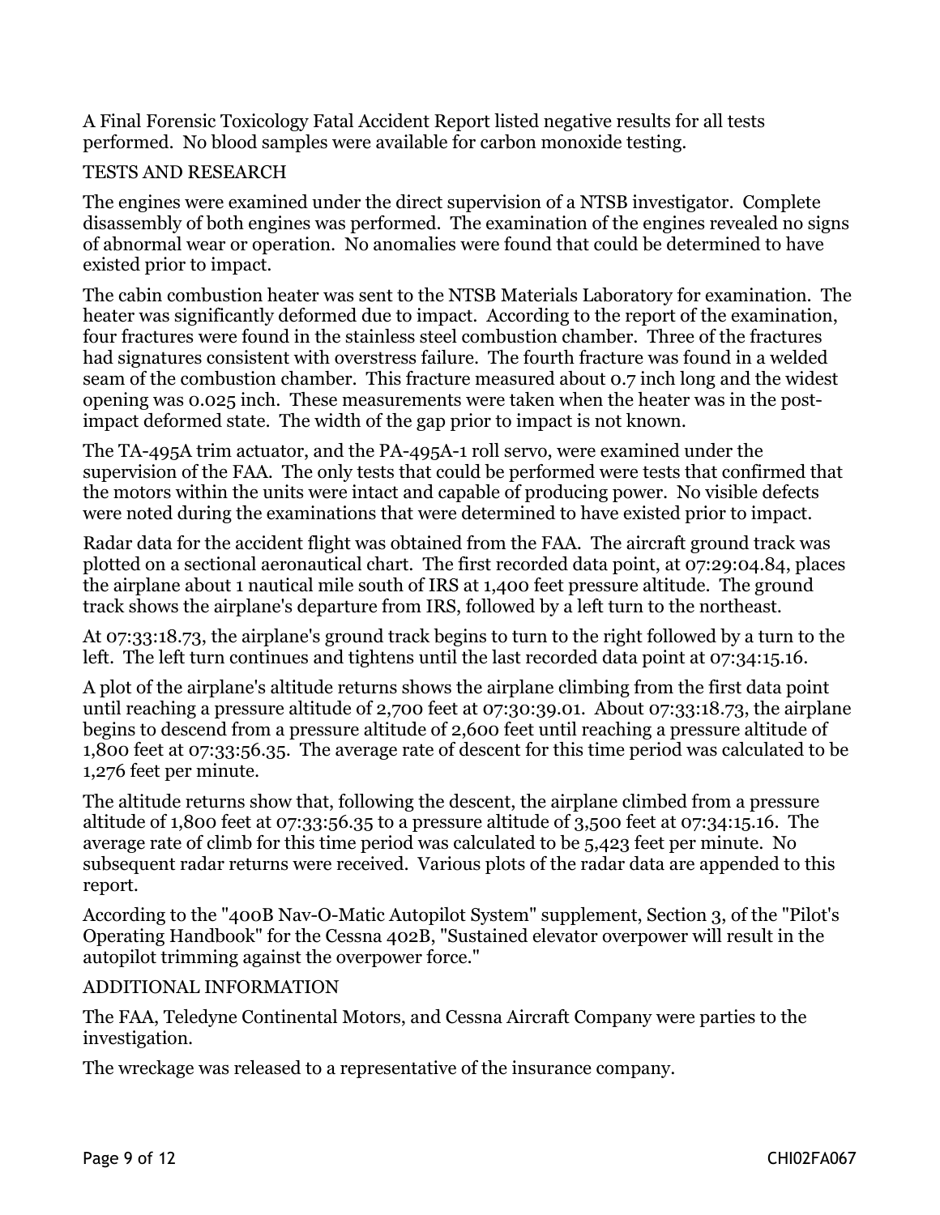A Final Forensic Toxicology Fatal Accident Report listed negative results for all tests performed. No blood samples were available for carbon monoxide testing.

## TESTS AND RESEARCH

The engines were examined under the direct supervision of a NTSB investigator. Complete disassembly of both engines was performed. The examination of the engines revealed no signs of abnormal wear or operation. No anomalies were found that could be determined to have existed prior to impact.

The cabin combustion heater was sent to the NTSB Materials Laboratory for examination. The heater was significantly deformed due to impact. According to the report of the examination, four fractures were found in the stainless steel combustion chamber. Three of the fractures had signatures consistent with overstress failure. The fourth fracture was found in a welded seam of the combustion chamber. This fracture measured about 0.7 inch long and the widest opening was 0.025 inch. These measurements were taken when the heater was in the post-impact deformed state. The width of the gap prior to impact is not known.

The TA-495A trim actuator, and the PA-495A-1 roll servo, were examined under the supervision of the FAA. The only tests that could be performed were tests that confirmed that the motors within the units were intact and capable of producing power. No visible defects were noted during the examinations that were determined to have existed prior to impact.

Radar data for the accident flight was obtained from the FAA. The aircraft ground track was plotted on a sectional aeronautical chart. The first recorded data point, at 07:29:04.84, places the airplane about 1 nautical mile south of IRS at 1,400 feet pressure altitude. The ground track shows the airplane's departure from IRS, followed by a left turn to the northeast.

At 07:33:18.73, the airplane's ground track begins to turn to the right followed by a turn to the left. The left turn continues and tightens until the last recorded data point at 07:34:15.16.

A plot of the airplane's altitude returns shows the airplane climbing from the first data point until reaching a pressure altitude of 2,700 feet at 07:30:39.01. About 07:33:18.73, the airplane begins to descend from a pressure altitude of 2,600 feet until reaching a pressure altitude of 1,800 feet at 07:33:56.35. The average rate of descent for this time period was calculated to be 1,276 feet per minute.

The altitude returns show that, following the descent, the airplane climbed from a pressure altitude of 1,800 feet at 07:33:56.35 to a pressure altitude of 3,500 feet at 07:34:15.16. The average rate of climb for this time period was calculated to be 5,423 feet per minute. No subsequent radar returns were received. Various plots of the radar data are appended to this report.

According to the "400B Nav-O-Matic Autopilot System" supplement, Section 3, of the "Pilot's Operating Handbook" for the Cessna 402B, "Sustained elevator overpower will result in the autopilot trimming against the overpower force."

## ADDITIONAL INFORMATION

The FAA, Teledyne Continental Motors, and Cessna Aircraft Company were parties to the investigation.

The wreckage was released to a representative of the insurance company.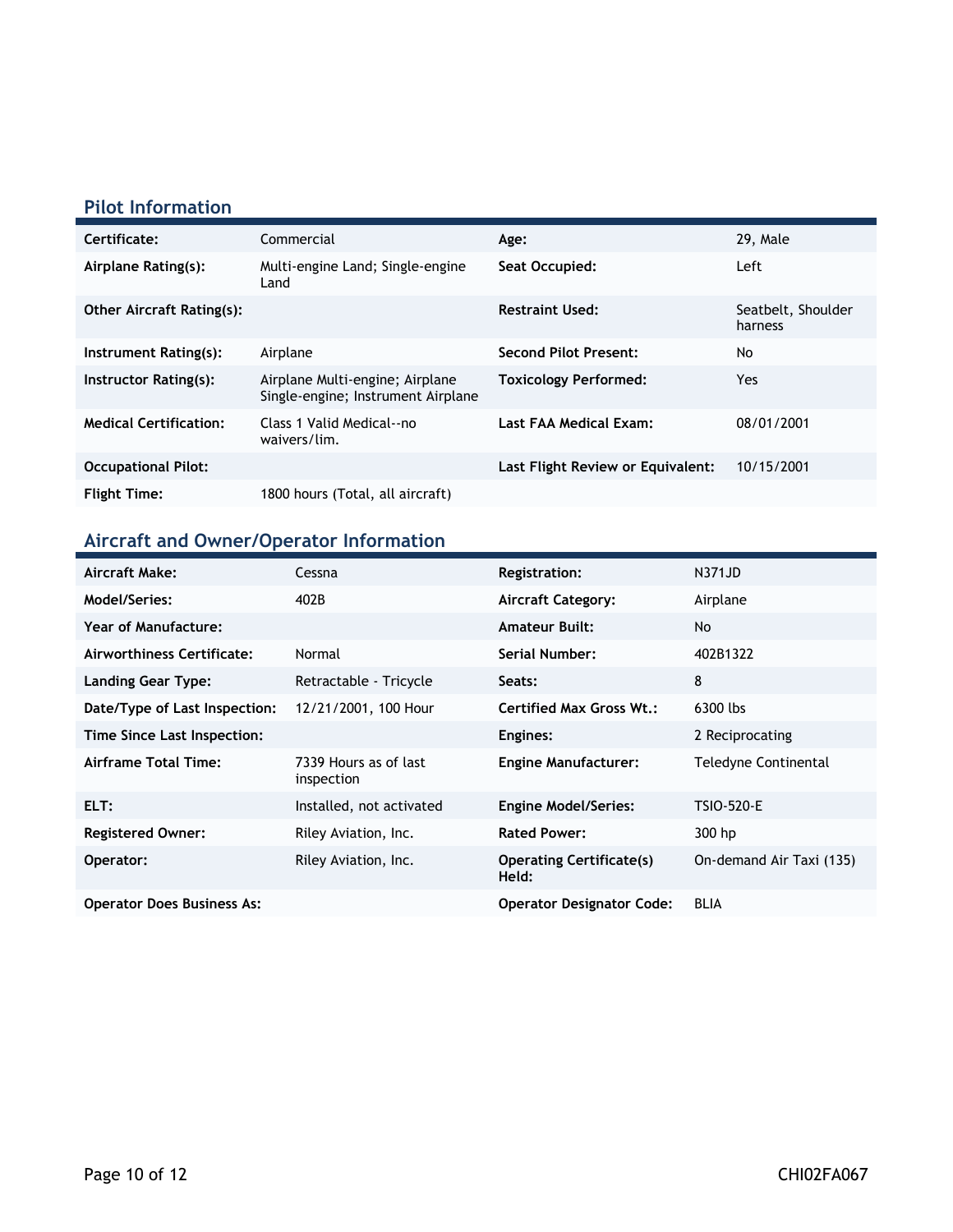## Pilot Information

| Certificate: | Commercial | Age: | 29, Male |
|---|---|---|---|
| Airplane Rating(s): | Multi-engine Land; Single-engine Land | Seat Occupied: | Left |
| Other Aircraft Rating(s): | | Restraint Used: | Seatbelt, Shoulder harness |
| Instrument Rating(s): | Airplane | Second Pilot Present: | No |
| Instructor Rating(s): | Airplane Multi-engine; Airplane Single-engine; Instrument Airplane | Toxicology Performed: | Yes |
| Medical Certification: | Class 1 Valid Medical--no waivers/lim. | Last FAA Medical Exam: | 08/01/2001 |
| Occupational Pilot: | | Last Flight Review or Equivalent: | 10/15/2001 |
| Flight Time: | 1800 hours (Total, all aircraft) | | |

## Aircraft and Owner/Operator Information

| Aircraft Make: | Cessna | Registration: | N371JD |
|---|---|---|---|
| Model/Series: | 402B | Aircraft Category: | Airplane |
| Year of Manufacture: | | Amateur Built: | No |
| Airworthiness Certificate: | Normal | Serial Number: | 402B1322 |
| Landing Gear Type: | Retractable - Tricycle | Seats: | 8 |
| Date/Type of Last Inspection: | 12/21/2001, 100 Hour | Certified Max Gross Wt.: | 6300 lbs |
| Time Since Last Inspection: | | Engines: | 2 Reciprocating |
| Airframe Total Time: | 7339 Hours as of last inspection | Engine Manufacturer: | Teledyne Continental |
| ELT: | Installed, not activated | Engine Model/Series: | TSIO-520-E |
| Registered Owner: | Riley Aviation, Inc. | Rated Power: | 300 hp |
| Operator: | Riley Aviation, Inc. | Operating Certificate(s) Held: | On-demand Air Taxi (135) |
| Operator Does Business As: | | Operator Designator Code: | BLIA |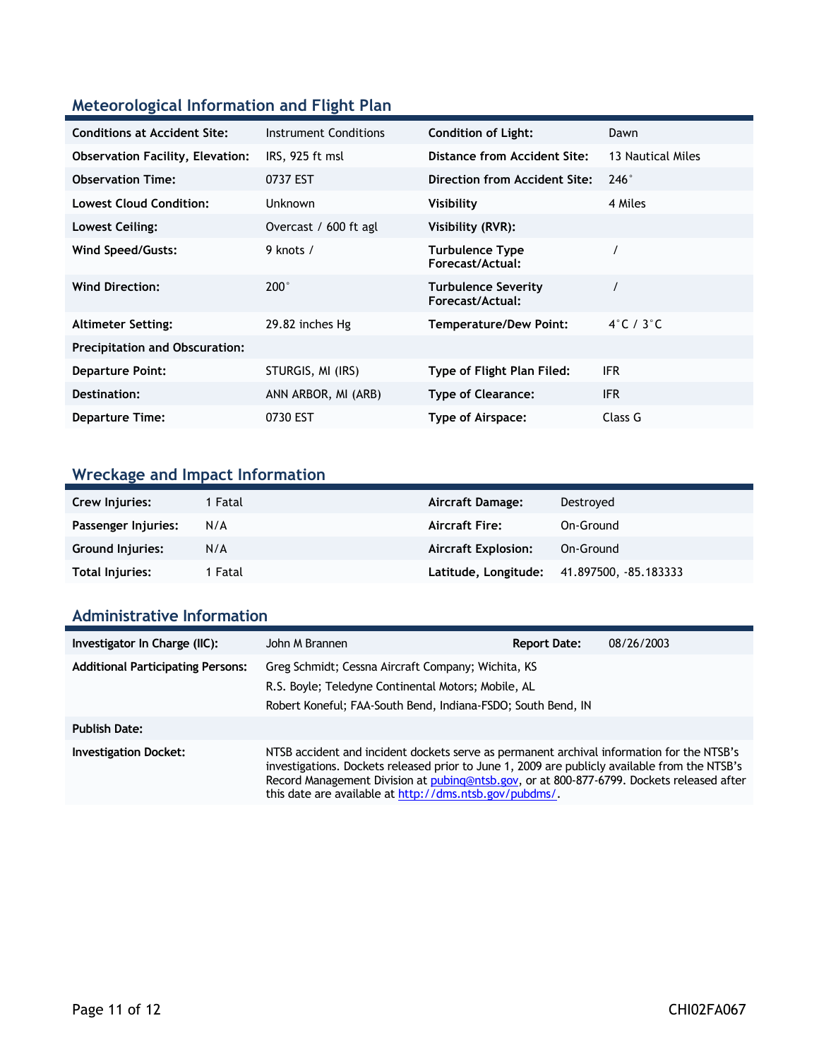## Meteorological Information and Flight Plan

| | | | |
|---|---|---|---|
| **Conditions at Accident Site:** | Instrument Conditions | **Condition of Light:** | Dawn |
| **Observation Facility, Elevation:** | IRS, 925 ft msl | **Distance from Accident Site:** | 13 Nautical Miles |
| **Observation Time:** | 0737 EST | **Direction from Accident Site:** | 246° |
| **Lowest Cloud Condition:** | Unknown | **Visibility** | 4 Miles |
| **Lowest Ceiling:** | Overcast / 600 ft agl | **Visibility (RVR):** | |
| **Wind Speed/Gusts:** | 9 knots / | **Turbulence Type Forecast/Actual:** | / |
| **Wind Direction:** | 200° | **Turbulence Severity Forecast/Actual:** | / |
| **Altimeter Setting:** | 29.82 inches Hg | **Temperature/Dew Point:** | 4°C / 3°C |
| **Precipitation and Obscuration:** | | | |
| **Departure Point:** | STURGIS, MI (IRS) | **Type of Flight Plan Filed:** | IFR |
| **Destination:** | ANN ARBOR, MI (ARB) | **Type of Clearance:** | IFR |
| **Departure Time:** | 0730 EST | **Type of Airspace:** | Class G |

## Wreckage and Impact Information

| | | | |
|---|---|---|---|
| **Crew Injuries:** | 1 Fatal | **Aircraft Damage:** | Destroyed |
| **Passenger Injuries:** | N/A | **Aircraft Fire:** | On-Ground |
| **Ground Injuries:** | N/A | **Aircraft Explosion:** | On-Ground |
| **Total Injuries:** | 1 Fatal | **Latitude, Longitude:** | 41.897500, -85.183333 |

## Administrative Information

| | | | |
|---|---|---|---|
| **Investigator In Charge (IIC):** | John M Brannen | **Report Date:** | 08/26/2003 |
| **Additional Participating Persons:** | Greg Schmidt; Cessna Aircraft Company; Wichita, KS<br>R.S. Boyle; Teledyne Continental Motors; Mobile, AL<br>Robert Koneful; FAA-South Bend, Indiana-FSDO; South Bend, IN | | |
| **Publish Date:** | | | |
| **Investigation Docket:** | NTSB accident and incident dockets serve as permanent archival information for the NTSB's investigations. Dockets released prior to June 1, 2009 are publicly available from the NTSB's Record Management Division at pubinq@ntsb.gov, or at 800-877-6799. Dockets released after this date are available at http://dms.ntsb.gov/pubdms/. | | |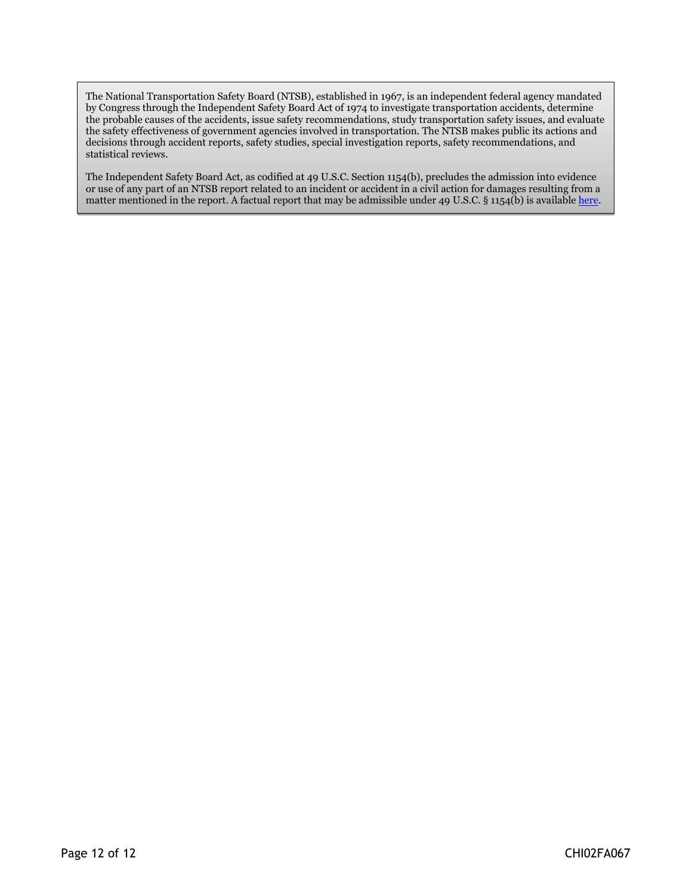The National Transportation Safety Board (NTSB), established in 1967, is an independent federal agency mandated by Congress through the Independent Safety Board Act of 1974 to investigate transportation accidents, determine the probable causes of the accidents, issue safety recommendations, study transportation safety issues, and evaluate the safety effectiveness of government agencies involved in transportation. The NTSB makes public its actions and decisions through accident reports, safety studies, special investigation reports, safety recommendations, and statistical reviews.

The Independent Safety Board Act, as codified at 49 U.S.C. Section 1154(b), precludes the admission into evidence or use of any part of an NTSB report related to an incident or accident in a civil action for damages resulting from a matter mentioned in the report. A factual report that may be admissible under 49 U.S.C. § 1154(b) is available here.